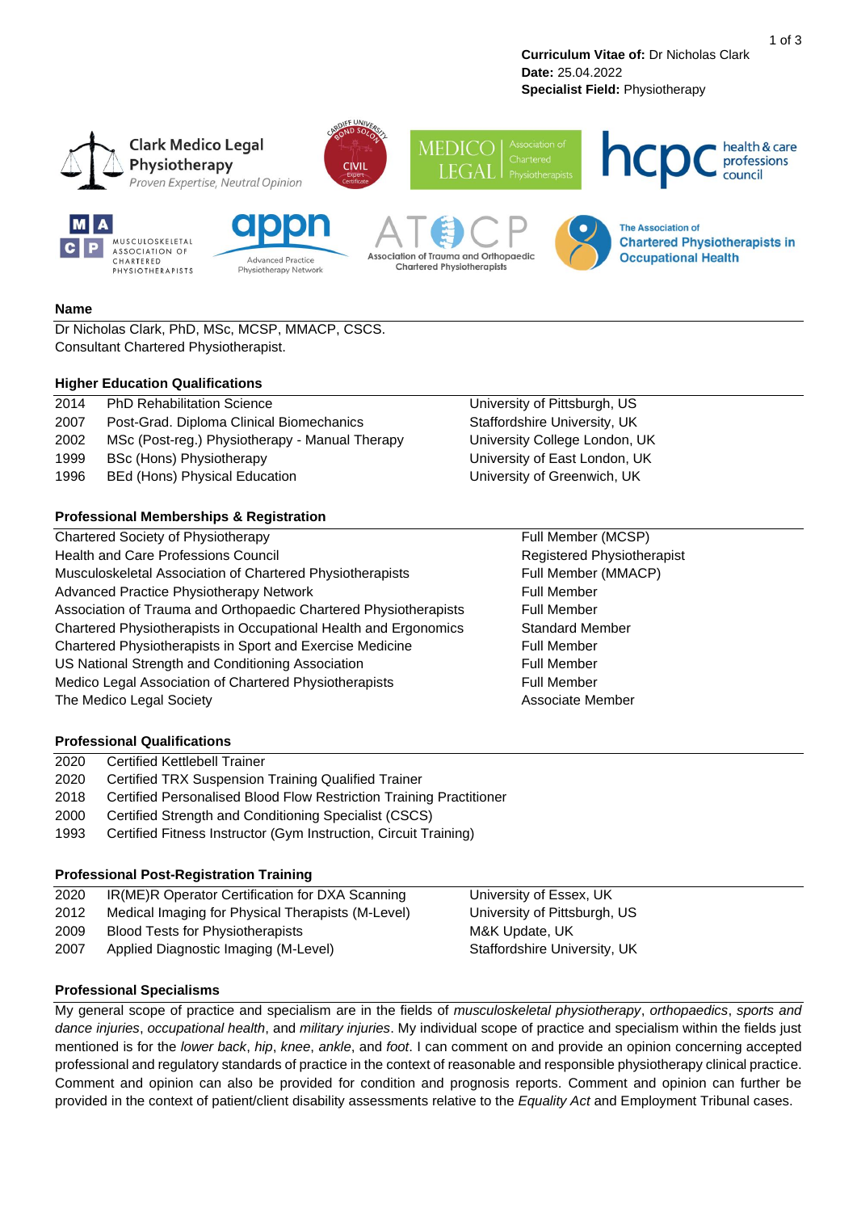**Curriculum Vitae of:** Dr Nicholas Clark
**Date:** 25.04.2022
**Specialist Field:** Physiotherapy

Clark Medico Legal Physiotherapy
*Proven Expertise, Neutral Opinion*

## Name

Dr Nicholas Clark, PhD, MSc, MCSP, MMACP, CSCS.
Consultant Chartered Physiotherapist.

## Higher Education Qualifications

| | | |
|---|---|---|
| 2014 | PhD Rehabilitation Science | University of Pittsburgh, US |
| 2007 | Post-Grad. Diploma Clinical Biomechanics | Staffordshire University, UK |
| 2002 | MSc (Post-reg.) Physiotherapy - Manual Therapy | University College London, UK |
| 1999 | BSc (Hons) Physiotherapy | University of East London, UK |
| 1996 | BEd (Hons) Physical Education | University of Greenwich, UK |

## Professional Memberships & Registration

| | |
|---|---|
| Chartered Society of Physiotherapy | Full Member (MCSP) |
| Health and Care Professions Council | Registered Physiotherapist |
| Musculoskeletal Association of Chartered Physiotherapists | Full Member (MMACP) |
| Advanced Practice Physiotherapy Network | Full Member |
| Association of Trauma and Orthopaedic Chartered Physiotherapists | Full Member |
| Chartered Physiotherapists in Occupational Health and Ergonomics | Standard Member |
| Chartered Physiotherapists in Sport and Exercise Medicine | Full Member |
| US National Strength and Conditioning Association | Full Member |
| Medico Legal Association of Chartered Physiotherapists | Full Member |
| The Medico Legal Society | Associate Member |

## Professional Qualifications

| | |
|---|---|
| 2020 | Certified Kettlebell Trainer |
| 2020 | Certified TRX Suspension Training Qualified Trainer |
| 2018 | Certified Personalised Blood Flow Restriction Training Practitioner |
| 2000 | Certified Strength and Conditioning Specialist (CSCS) |
| 1993 | Certified Fitness Instructor (Gym Instruction, Circuit Training) |

## Professional Post-Registration Training

| | | |
|---|---|---|
| 2020 | IR(ME)R Operator Certification for DXA Scanning | University of Essex, UK |
| 2012 | Medical Imaging for Physical Therapists (M-Level) | University of Pittsburgh, US |
| 2009 | Blood Tests for Physiotherapists | M&K Update, UK |
| 2007 | Applied Diagnostic Imaging (M-Level) | Staffordshire University, UK |

## Professional Specialisms

My general scope of practice and specialism are in the fields of *musculoskeletal physiotherapy*, *orthopaedics*, *sports and dance injuries*, *occupational health*, and *military injuries*. My individual scope of practice and specialism within the fields just mentioned is for the *lower back*, *hip*, *knee*, *ankle*, and *foot*. I can comment on and provide an opinion concerning accepted professional and regulatory standards of practice in the context of reasonable and responsible physiotherapy clinical practice. Comment and opinion can also be provided for condition and prognosis reports. Comment and opinion can further be provided in the context of patient/client disability assessments relative to the *Equality Act* and Employment Tribunal cases.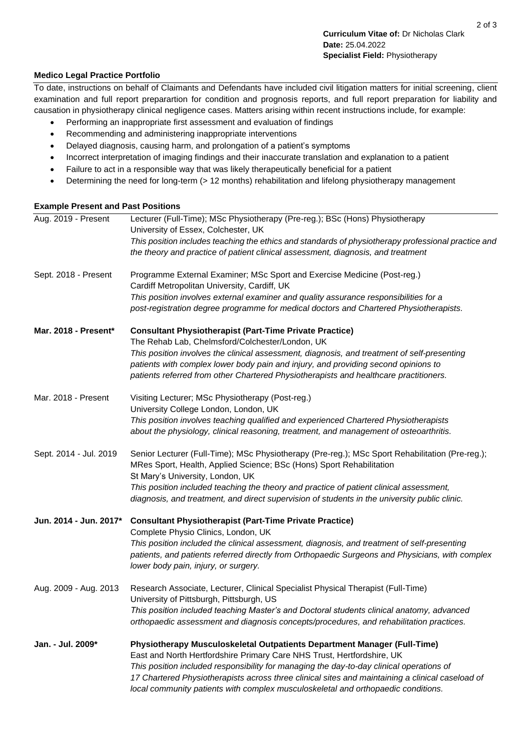**Curriculum Vitae of:** Dr Nicholas Clark
**Date:** 25.04.2022
**Specialist Field:** Physiotherapy

### Medico Legal Practice Portfolio

To date, instructions on behalf of Claimants and Defendants have included civil litigation matters for initial screening, client examination and full report preparartion for condition and prognosis reports, and full report preparation for liability and causation in physiotherapy clinical negligence cases. Matters arising within recent instructions include, for example:

- Performing an inappropriate first assessment and evaluation of findings
- Recommending and administering inappropriate interventions
- Delayed diagnosis, causing harm, and prolongation of a patient's symptoms
- Incorrect interpretation of imaging findings and their inaccurate translation and explanation to a patient
- Failure to act in a responsible way that was likely therapeutically beneficial for a patient
- Determining the need for long-term (> 12 months) rehabilitation and lifelong physiotherapy management

### Example Present and Past Positions

| | |
|---|---|
| Aug. 2019 - Present | Lecturer (Full-Time); MSc Physiotherapy (Pre-reg.); BSc (Hons) Physiotherapy<br>University of Essex, Colchester, UK<br>*This position includes teaching the ethics and standards of physiotherapy professional practice and the theory and practice of patient clinical assessment, diagnosis, and treatment* |
| Sept. 2018 - Present | Programme External Examiner; MSc Sport and Exercise Medicine (Post-reg.)<br>Cardiff Metropolitan University, Cardiff, UK<br>*This position involves external examiner and quality assurance responsibilities for a post-registration degree programme for medical doctors and Chartered Physiotherapists.* |
| **Mar. 2018 - Present*** | **Consultant Physiotherapist (Part-Time Private Practice)**<br>The Rehab Lab, Chelmsford/Colchester/London, UK<br>*This position involves the clinical assessment, diagnosis, and treatment of self-presenting patients with complex lower body pain and injury, and providing second opinions to patients referred from other Chartered Physiotherapists and healthcare practitioners.* |
| Mar. 2018 - Present | Visiting Lecturer; MSc Physiotherapy (Post-reg.)<br>University College London, London, UK<br>*This position involves teaching qualified and experienced Chartered Physiotherapists about the physiology, clinical reasoning, treatment, and management of osteoarthritis.* |
| Sept. 2014 - Jul. 2019 | Senior Lecturer (Full-Time); MSc Physiotherapy (Pre-reg.); MSc Sport Rehabilitation (Pre-reg.); MRes Sport, Health, Applied Science; BSc (Hons) Sport Rehabilitation<br>St Mary's University, London, UK<br>*This position included teaching the theory and practice of patient clinical assessment, diagnosis, and treatment, and direct supervision of students in the university public clinic.* |
| **Jun. 2014 - Jun. 2017*** | **Consultant Physiotherapist (Part-Time Private Practice)**<br>Complete Physio Clinics, London, UK<br>*This position included the clinical assessment, diagnosis, and treatment of self-presenting patients, and patients referred directly from Orthopaedic Surgeons and Physicians, with complex lower body pain, injury, or surgery.* |
| Aug. 2009 - Aug. 2013 | Research Associate, Lecturer, Clinical Specialist Physical Therapist (Full-Time)<br>University of Pittsburgh, Pittsburgh, US<br>*This position included teaching Master's and Doctoral students clinical anatomy, advanced orthopaedic assessment and diagnosis concepts/procedures, and rehabilitation practices.* |
| **Jan. - Jul. 2009*** | **Physiotherapy Musculoskeletal Outpatients Department Manager (Full-Time)**<br>East and North Hertfordshire Primary Care NHS Trust, Hertfordshire, UK<br>*This position included responsibility for managing the day-to-day clinical operations of 17 Chartered Physiotherapists across three clinical sites and maintaining a clinical caseload of local community patients with complex musculoskeletal and orthopaedic conditions.* |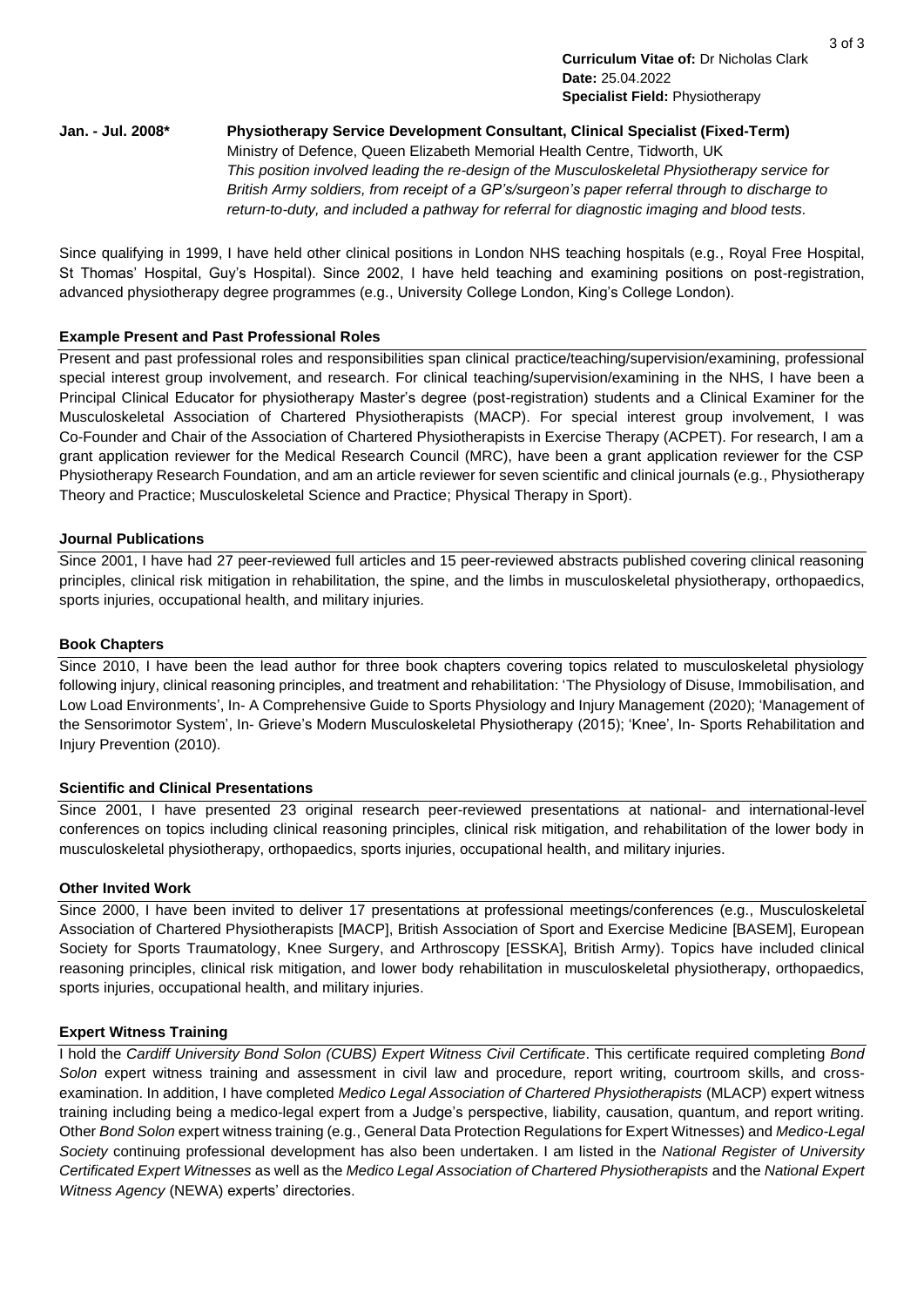**Jan. - Jul. 2008*** **Physiotherapy Service Development Consultant, Clinical Specialist (Fixed-Term)**
Ministry of Defence, Queen Elizabeth Memorial Health Centre, Tidworth, UK
*This position involved leading the re-design of the Musculoskeletal Physiotherapy service for British Army soldiers, from receipt of a GP's/surgeon's paper referral through to discharge to return-to-duty, and included a pathway for referral for diagnostic imaging and blood tests.*

Since qualifying in 1999, I have held other clinical positions in London NHS teaching hospitals (e.g., Royal Free Hospital, St Thomas' Hospital, Guy's Hospital). Since 2002, I have held teaching and examining positions on post-registration, advanced physiotherapy degree programmes (e.g., University College London, King's College London).

### Example Present and Past Professional Roles

Present and past professional roles and responsibilities span clinical practice/teaching/supervision/examining, professional special interest group involvement, and research. For clinical teaching/supervision/examining in the NHS, I have been a Principal Clinical Educator for physiotherapy Master's degree (post-registration) students and a Clinical Examiner for the Musculoskeletal Association of Chartered Physiotherapists (MACP). For special interest group involvement, I was Co-Founder and Chair of the Association of Chartered Physiotherapists in Exercise Therapy (ACPET). For research, I am a grant application reviewer for the Medical Research Council (MRC), have been a grant application reviewer for the CSP Physiotherapy Research Foundation, and am an article reviewer for seven scientific and clinical journals (e.g., Physiotherapy Theory and Practice; Musculoskeletal Science and Practice; Physical Therapy in Sport).

### Journal Publications

Since 2001, I have had 27 peer-reviewed full articles and 15 peer-reviewed abstracts published covering clinical reasoning principles, clinical risk mitigation in rehabilitation, the spine, and the limbs in musculoskeletal physiotherapy, orthopaedics, sports injuries, occupational health, and military injuries.

### Book Chapters

Since 2010, I have been the lead author for three book chapters covering topics related to musculoskeletal physiology following injury, clinical reasoning principles, and treatment and rehabilitation: 'The Physiology of Disuse, Immobilisation, and Low Load Environments', In- A Comprehensive Guide to Sports Physiology and Injury Management (2020); 'Management of the Sensorimotor System', In- Grieve's Modern Musculoskeletal Physiotherapy (2015); 'Knee', In- Sports Rehabilitation and Injury Prevention (2010).

### Scientific and Clinical Presentations

Since 2001, I have presented 23 original research peer-reviewed presentations at national- and international-level conferences on topics including clinical reasoning principles, clinical risk mitigation, and rehabilitation of the lower body in musculoskeletal physiotherapy, orthopaedics, sports injuries, occupational health, and military injuries.

### Other Invited Work

Since 2000, I have been invited to deliver 17 presentations at professional meetings/conferences (e.g., Musculoskeletal Association of Chartered Physiotherapists [MACP], British Association of Sport and Exercise Medicine [BASEM], European Society for Sports Traumatology, Knee Surgery, and Arthroscopy [ESSKA], British Army). Topics have included clinical reasoning principles, clinical risk mitigation, and lower body rehabilitation in musculoskeletal physiotherapy, orthopaedics, sports injuries, occupational health, and military injuries.

### Expert Witness Training

I hold the *Cardiff University Bond Solon (CUBS) Expert Witness Civil Certificate*. This certificate required completing *Bond Solon* expert witness training and assessment in civil law and procedure, report writing, courtroom skills, and cross-examination. In addition, I have completed *Medico Legal Association of Chartered Physiotherapists* (MLACP) expert witness training including being a medico-legal expert from a Judge's perspective, liability, causation, quantum, and report writing. Other *Bond Solon* expert witness training (e.g., General Data Protection Regulations for Expert Witnesses) and *Medico-Legal Society* continuing professional development has also been undertaken. I am listed in the *National Register of University Certificated Expert Witnesses* as well as the *Medico Legal Association of Chartered Physiotherapists* and the *National Expert Witness Agency* (NEWA) experts' directories.